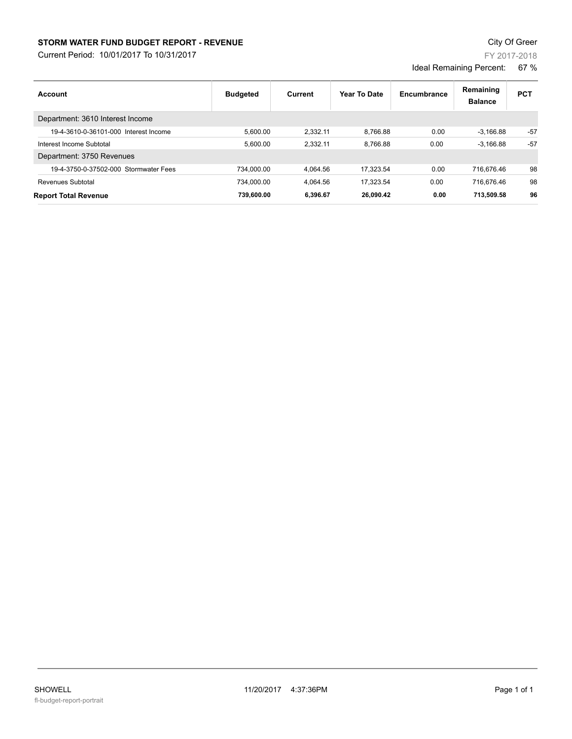# STORM WATER FUND BUDGET REPORT - REVENUE

Current Period: 10/01/2017 To 10/31/2017

City Of Greer

FY 2017-2018

Ideal Remaining Percent: 67 %

| Account | Budgeted | Current | Year To Date | Encumbrance | Remaining Balance | PCT |
|---|---|---|---|---|---|---|
| Department: 3610 Interest Income | | | | | | |
| 19-4-3610-0-36101-000 Interest Income | 5,600.00 | 2,332.11 | 8,766.88 | 0.00 | -3,166.88 | -57 |
| Interest Income Subtotal | 5,600.00 | 2,332.11 | 8,766.88 | 0.00 | -3,166.88 | -57 |
| Department: 3750 Revenues | | | | | | |
| 19-4-3750-0-37502-000 Stormwater Fees | 734,000.00 | 4,064.56 | 17,323.54 | 0.00 | 716,676.46 | 98 |
| Revenues Subtotal | 734,000.00 | 4,064.56 | 17,323.54 | 0.00 | 716,676.46 | 98 |
| **Report Total Revenue** | **739,600.00** | **6,396.67** | **26,090.42** | **0.00** | **713,509.58** | **96** |

SHOWELL 11/20/2017 4:37:36PM

fl-budget-report-portrait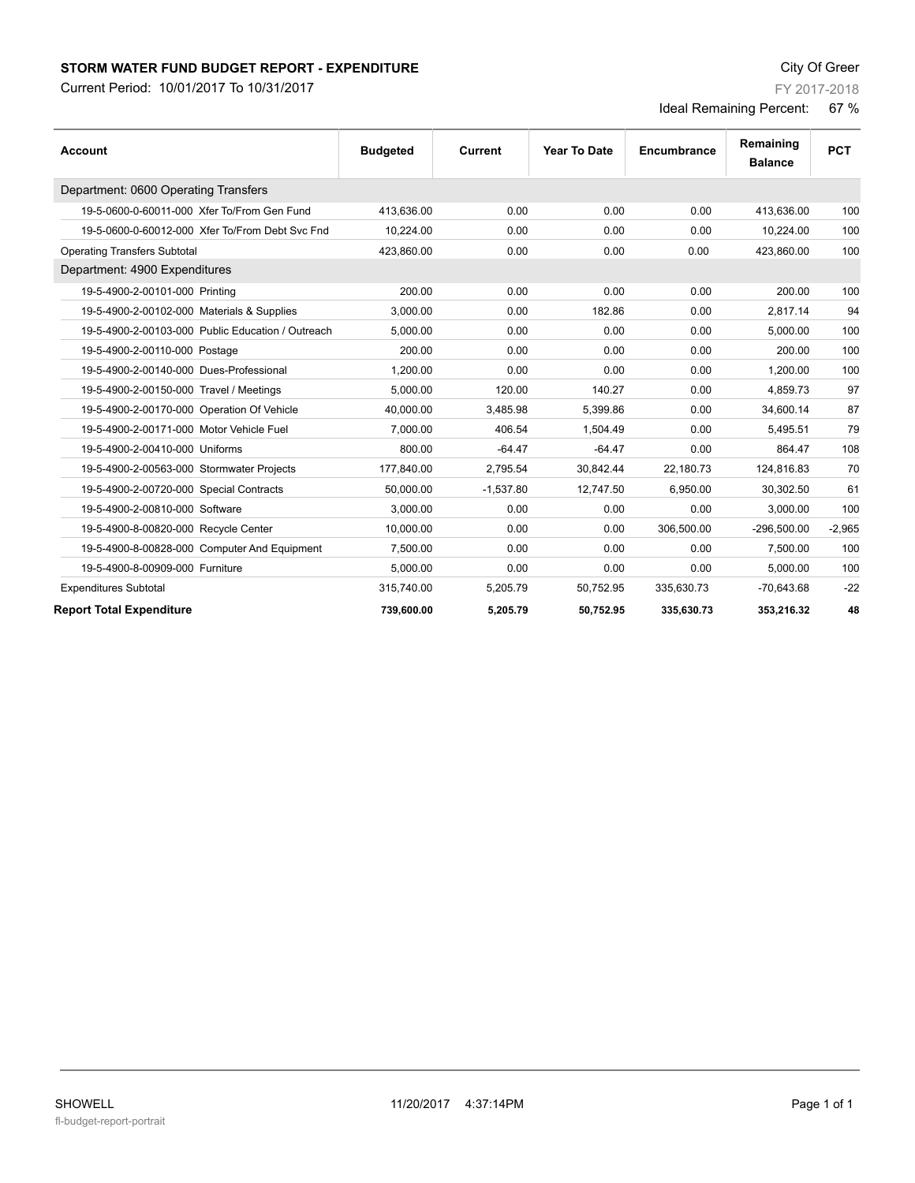**STORM WATER FUND BUDGET REPORT - EXPENDITURE**

Current Period: 10/01/2017 To 10/31/2017

City Of Greer

FY 2017-2018

Ideal Remaining Percent: 67 %

| Account | Budgeted | Current | Year To Date | Encumbrance | Remaining Balance | PCT |
|---|---|---|---|---|---|---|
| Department: 0600 Operating Transfers | | | | | | |
| 19-5-0600-0-60011-000 Xfer To/From Gen Fund | 413,636.00 | 0.00 | 0.00 | 0.00 | 413,636.00 | 100 |
| 19-5-0600-0-60012-000 Xfer To/From Debt Svc Fnd | 10,224.00 | 0.00 | 0.00 | 0.00 | 10,224.00 | 100 |
| Operating Transfers Subtotal | 423,860.00 | 0.00 | 0.00 | 0.00 | 423,860.00 | 100 |
| Department: 4900 Expenditures | | | | | | |
| 19-5-4900-2-00101-000 Printing | 200.00 | 0.00 | 0.00 | 0.00 | 200.00 | 100 |
| 19-5-4900-2-00102-000 Materials & Supplies | 3,000.00 | 0.00 | 182.86 | 0.00 | 2,817.14 | 94 |
| 19-5-4900-2-00103-000 Public Education / Outreach | 5,000.00 | 0.00 | 0.00 | 0.00 | 5,000.00 | 100 |
| 19-5-4900-2-00110-000 Postage | 200.00 | 0.00 | 0.00 | 0.00 | 200.00 | 100 |
| 19-5-4900-2-00140-000 Dues-Professional | 1,200.00 | 0.00 | 0.00 | 0.00 | 1,200.00 | 100 |
| 19-5-4900-2-00150-000 Travel / Meetings | 5,000.00 | 120.00 | 140.27 | 0.00 | 4,859.73 | 97 |
| 19-5-4900-2-00170-000 Operation Of Vehicle | 40,000.00 | 3,485.98 | 5,399.86 | 0.00 | 34,600.14 | 87 |
| 19-5-4900-2-00171-000 Motor Vehicle Fuel | 7,000.00 | 406.54 | 1,504.49 | 0.00 | 5,495.51 | 79 |
| 19-5-4900-2-00410-000 Uniforms | 800.00 | -64.47 | -64.47 | 0.00 | 864.47 | 108 |
| 19-5-4900-2-00563-000 Stormwater Projects | 177,840.00 | 2,795.54 | 30,842.44 | 22,180.73 | 124,816.83 | 70 |
| 19-5-4900-2-00720-000 Special Contracts | 50,000.00 | -1,537.80 | 12,747.50 | 6,950.00 | 30,302.50 | 61 |
| 19-5-4900-2-00810-000 Software | 3,000.00 | 0.00 | 0.00 | 0.00 | 3,000.00 | 100 |
| 19-5-4900-8-00820-000 Recycle Center | 10,000.00 | 0.00 | 0.00 | 306,500.00 | -296,500.00 | -2,965 |
| 19-5-4900-8-00828-000 Computer And Equipment | 7,500.00 | 0.00 | 0.00 | 0.00 | 7,500.00 | 100 |
| 19-5-4900-8-00909-000 Furniture | 5,000.00 | 0.00 | 0.00 | 0.00 | 5,000.00 | 100 |
| Expenditures Subtotal | 315,740.00 | 5,205.79 | 50,752.95 | 335,630.73 | -70,643.68 | -22 |
| **Report Total Expenditure** | **739,600.00** | **5,205.79** | **50,752.95** | **335,630.73** | **353,216.32** | **48** |

SHOWELL 11/20/2017 4:37:14PM

fl-budget-report-portrait